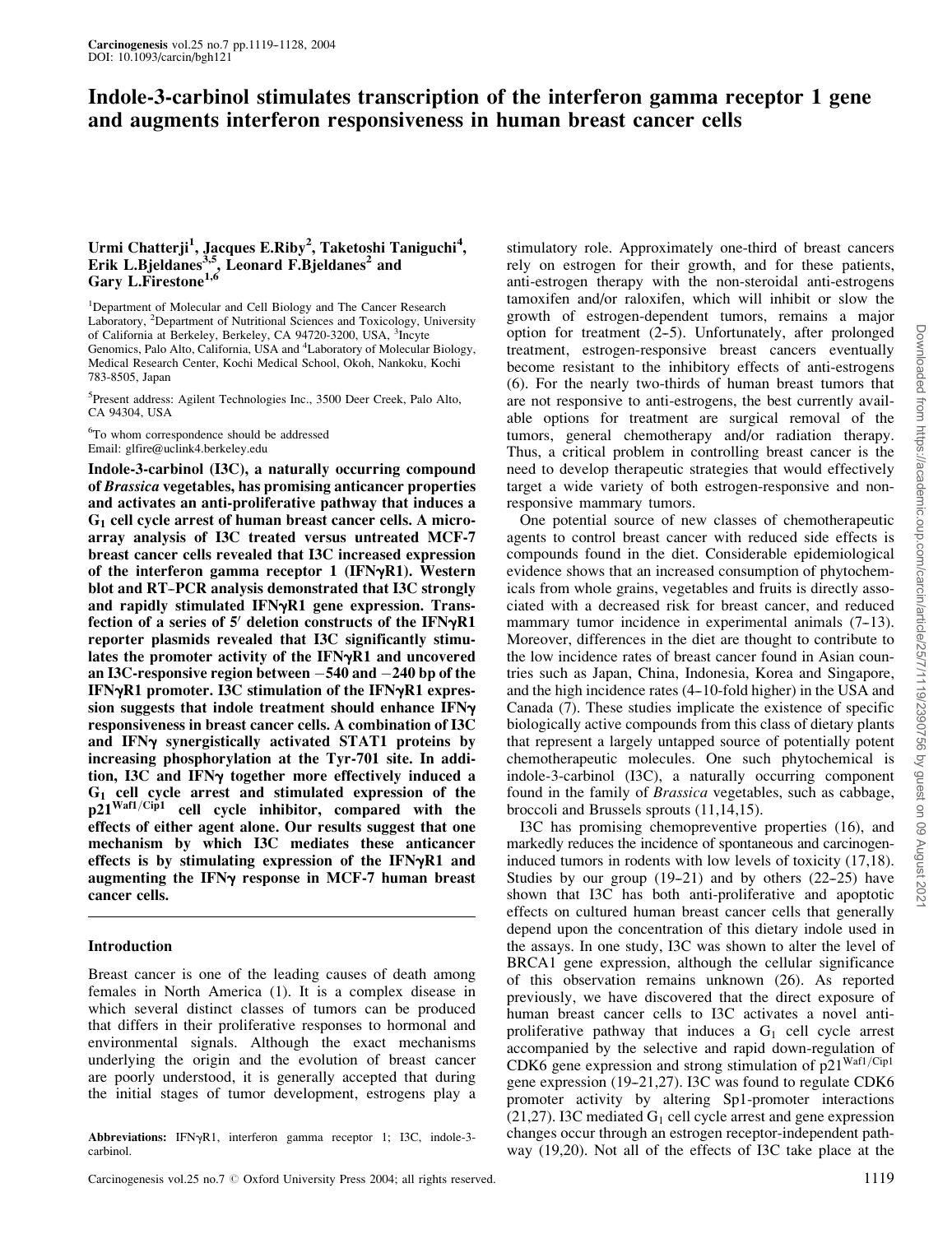# Indole-3-carbinol stimulates transcription of the interferon gamma receptor 1 gene and augments interferon responsiveness in human breast cancer cells

Urmi Chatterji[1], Jacques E.Riby[2], Taketoshi Taniguchi[4], Erik L.Bjeldanes[3,5], Leonard F.Bjeldanes[2] and Gary L.Firestone[1,6]

[1]Department of Molecular and Cell Biology and The Cancer Research Laboratory, [2]Department of Nutritional Sciences and Toxicology, University of California at Berkeley, Berkeley, CA 94720-3200, USA, [3]Incyte Genomics, Palo Alto, California, USA and [4]Laboratory of Molecular Biology, Medical Research Center, Kochi Medical School, Okoh, Nankoku, Kochi 783-8505, Japan

[5]Present address: Agilent Technologies Inc., 3500 Deer Creek, Palo Alto, CA 94304, USA

[6]To whom correspondence should be addressed
Email: glfire@uclink4.berkeley.edu

**Indole-3-carbinol (I3C), a naturally occurring compound of *Brassica* vegetables, has promising anticancer properties and activates an anti-proliferative pathway that induces a $G_1$ cell cycle arrest of human breast cancer cells. A microarray analysis of I3C treated versus untreated MCF-7 breast cancer cells revealed that I3C increased expression of the interferon gamma receptor 1 (IFNγR1). Western blot and RT–PCR analysis demonstrated that I3C strongly and rapidly stimulated IFNγR1 gene expression. Transfection of a series of 5′ deletion constructs of the IFNγR1 reporter plasmids revealed that I3C significantly stimulates the promoter activity of the IFNγR1 and uncovered an I3C-responsive region between −540 and −240 bp of the IFNγR1 promoter. I3C stimulation of the IFNγR1 expression suggests that indole treatment should enhance IFNγ responsiveness in breast cancer cells. A combination of I3C and IFNγ synergistically activated STAT1 proteins by increasing phosphorylation at the Tyr-701 site. In addition, I3C and IFNγ together more effectively induced a $G_1$ cell cycle arrest and stimulated expression of the $p21^{Waf1/Cip1}$ cell cycle inhibitor, compared with the effects of either agent alone. Our results suggest that one mechanism by which I3C mediates these anticancer effects is by stimulating expression of the IFNγR1 and augmenting the IFNγ response in MCF-7 human breast cancer cells.**

## Introduction

Breast cancer is one of the leading causes of death among females in North America (1). It is a complex disease in which several distinct classes of tumors can be produced that differs in their proliferative responses to hormonal and environmental signals. Although the exact mechanisms underlying the origin and the evolution of breast cancer are poorly understood, it is generally accepted that during the initial stages of tumor development, estrogens play a stimulatory role. Approximately one-third of breast cancers rely on estrogen for their growth, and for these patients, anti-estrogen therapy with the non-steroidal anti-estrogens tamoxifen and/or raloxifen, which will inhibit or slow the growth of estrogen-dependent tumors, remains a major option for treatment (2–5). Unfortunately, after prolonged treatment, estrogen-responsive breast cancers eventually become resistant to the inhibitory effects of anti-estrogens (6). For the nearly two-thirds of human breast tumors that are not responsive to anti-estrogens, the best currently available options for treatment are surgical removal of the tumors, general chemotherapy and/or radiation therapy. Thus, a critical problem in controlling breast cancer is the need to develop therapeutic strategies that would effectively target a wide variety of both estrogen-responsive and non-responsive mammary tumors.

One potential source of new classes of chemotherapeutic agents to control breast cancer with reduced side effects is compounds found in the diet. Considerable epidemiological evidence shows that an increased consumption of phytochemicals from whole grains, vegetables and fruits is directly associated with a decreased risk for breast cancer, and reduced mammary tumor incidence in experimental animals (7–13). Moreover, differences in the diet are thought to contribute to the low incidence rates of breast cancer found in Asian countries such as Japan, China, Indonesia, Korea and Singapore, and the high incidence rates (4–10-fold higher) in the USA and Canada (7). These studies implicate the existence of specific biologically active compounds from this class of dietary plants that represent a largely untapped source of potentially potent chemotherapeutic molecules. One such phytochemical is indole-3-carbinol (I3C), a naturally occurring component found in the family of *Brassica* vegetables, such as cabbage, broccoli and Brussels sprouts (11,14,15).

I3C has promising chemopreventive properties (16), and markedly reduces the incidence of spontaneous and carcinogen-induced tumors in rodents with low levels of toxicity (17,18). Studies by our group (19–21) and by others (22–25) have shown that I3C has both anti-proliferative and apoptotic effects on cultured human breast cancer cells that generally depend upon the concentration of this dietary indole used in the assays. In one study, I3C was shown to alter the level of BRCA1 gene expression, although the cellular significance of this observation remains unknown (26). As reported previously, we have discovered that the direct exposure of human breast cancer cells to I3C activates a novel anti-proliferative pathway that induces a $G_1$ cell cycle arrest accompanied by the selective and rapid down-regulation of CDK6 gene expression and strong stimulation of $p21^{Waf1/Cip1}$ gene expression (19–21,27). I3C was found to regulate CDK6 promoter activity by altering Sp1-promoter interactions (21,27). I3C mediated $G_1$ cell cycle arrest and gene expression changes occur through an estrogen receptor-independent pathway (19,20). Not all of the effects of I3C take place at the

**Abbreviations:** IFNγR1, interferon gamma receptor 1; I3C, indole-3-carbinol.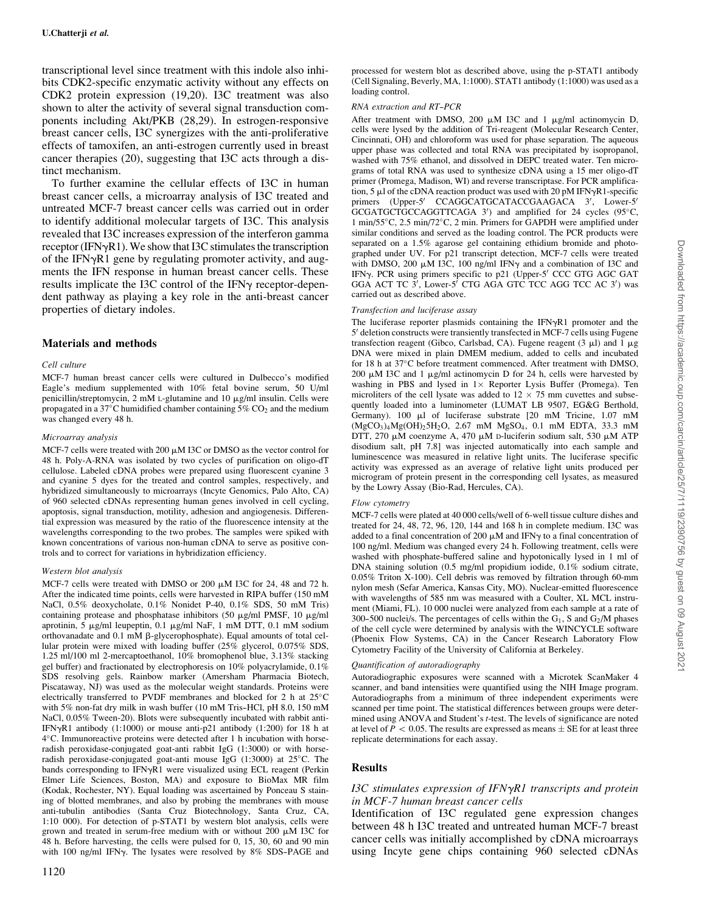transcriptional level since treatment with this indole also inhibits CDK2-specific enzymatic activity without any effects on CDK2 protein expression (19,20). I3C treatment was also shown to alter the activity of several signal transduction components including Akt/PKB (28,29). In estrogen-responsive breast cancer cells, I3C synergizes with the anti-proliferative effects of tamoxifen, an anti-estrogen currently used in breast cancer therapies (20), suggesting that I3C acts through a distinct mechanism.

To further examine the cellular effects of I3C in human breast cancer cells, a microarray analysis of I3C treated and untreated MCF-7 breast cancer cells was carried out in order to identify additional molecular targets of I3C. This analysis revealed that I3C increases expression of the interferon gamma receptor (IFNγR1). We show that I3C stimulates the transcription of the IFNγR1 gene by regulating promoter activity, and augments the IFN response in human breast cancer cells. These results implicate the I3C control of the IFNγ receptor-dependent pathway as playing a key role in the anti-breast cancer properties of dietary indoles.

## Materials and methods

### *Cell culture*

MCF-7 human breast cancer cells were cultured in Dulbecco's modified Eagle's medium supplemented with 10% fetal bovine serum, 50 U/ml penicillin/streptomycin, 2 mM L-glutamine and 10 μg/ml insulin. Cells were propagated in a 37°C humidified chamber containing 5% $CO_2$ and the medium was changed every 48 h.

### *Microarray analysis*

MCF-7 cells were treated with 200 μM I3C or DMSO as the vector control for 48 h. Poly-A-RNA was isolated by two cycles of purification on oligo-dT cellulose. Labeled cDNA probes were prepared using fluorescent cyanine 3 and cyanine 5 dyes for the treated and control samples, respectively, and hybridized simultaneously to microarrays (Incyte Genomics, Palo Alto, CA) of 960 selected cDNAs representing human genes involved in cell cycling, apoptosis, signal transduction, motility, adhesion and angiogenesis. Differential expression was measured by the ratio of the fluorescence intensity at the wavelengths corresponding to the two probes. The samples were spiked with known concentrations of various non-human cDNA to serve as positive controls and to correct for variations in hybridization efficiency.

### *Western blot analysis*

MCF-7 cells were treated with DMSO or 200 μM I3C for 24, 48 and 72 h. After the indicated time points, cells were harvested in RIPA buffer (150 mM NaCl, 0.5% deoxycholate, 0.1% Nonidet P-40, 0.1% SDS, 50 mM Tris) containing protease and phosphatase inhibitors (50 μg/ml PMSF, 10 μg/ml aprotinin, 5 μg/ml leupeptin, 0.1 μg/ml NaF, 1 mM DTT, 0.1 mM sodium orthovanadate and 0.1 mM β-glycerophosphate). Equal amounts of total cellular protein were mixed with loading buffer (25% glycerol, 0.075% SDS, 1.25 ml/100 ml 2-mercaptoethanol, 10% bromophenol blue, 3.13% stacking gel buffer) and fractionated by electrophoresis on 10% polyacrylamide, 0.1% SDS resolving gels. Rainbow marker (Amersham Pharmacia Biotech, Piscataway, NJ) was used as the molecular weight standards. Proteins were electrically transferred to PVDF membranes and blocked for 2 h at 25°C with 5% non-fat dry milk in wash buffer (10 mM Tris–HCl, pH 8.0, 150 mM NaCl, 0.05% Tween-20). Blots were subsequently incubated with rabbit anti-IFNγR1 antibody (1:1000) or mouse anti-p21 antibody (1:200) for 18 h at 4°C. Immunoreactive proteins were detected after 1 h incubation with horseradish peroxidase-conjugated goat-anti rabbit IgG (1:3000) or with horseradish peroxidase-conjugated goat-anti mouse IgG (1:3000) at 25°C. The bands corresponding to IFNγR1 were visualized using ECL reagent (Perkin Elmer Life Sciences, Boston, MA) and exposure to BioMax MR film (Kodak, Rochester, NY). Equal loading was ascertained by Ponceau S staining of blotted membranes, and also by probing the membranes with mouse anti-tubulin antibodies (Santa Cruz Biotechnology, Santa Cruz, CA, 1:10 000). For detection of p-STAT1 by western blot analysis, cells were grown and treated in serum-free medium with or without 200 μM I3C for 48 h. Before harvesting, the cells were pulsed for 0, 15, 30, 60 and 90 min with 100 ng/ml IFNγ. The lysates were resolved by 8% SDS–PAGE and processed for western blot as described above, using the p-STAT1 antibody (Cell Signaling, Beverly, MA, 1:1000). STAT1 antibody (1:1000) was used as a loading control.

### *RNA extraction and RT–PCR*

After treatment with DMSO, 200 μM I3C and 1 μg/ml actinomycin D, cells were lysed by the addition of Tri-reagent (Molecular Research Center, Cincinnati, OH) and chloroform was used for phase separation. The aqueous upper phase was collected and total RNA was precipitated by isopropanol, washed with 75% ethanol, and dissolved in DEPC treated water. Ten micrograms of total RNA was used to synthesize cDNA using a 15 mer oligo-dT primer (Promega, Madison, WI) and reverse transcriptase. For PCR amplification, 5 μl of the cDNA reaction product was used with 20 pM IFNγR1-specific primers (Upper-5′ CCAGGCATGCATACCGAAGACA 3′, Lower-5′ GCGATGCTGCCAGGTTCAGA 3′) and amplified for 24 cycles (95°C, 1 min/55°C, 2.5 min/72°C, 2 min. Primers for GAPDH were amplified under similar conditions and served as the loading control. The PCR products were separated on a 1.5% agarose gel containing ethidium bromide and photographed under UV. For p21 transcript detection, MCF-7 cells were treated with DMSO, 200 μM I3C, 100 ng/ml IFNγ and a combination of I3C and IFNγ. PCR using primers specific to p21 (Upper-5′ CCC GTG AGC GAT GGA ACT TC 3′, Lower-5′ CTG AGA GTC TCC AGG TCC AC 3′) was carried out as described above.

### *Transfection and luciferase assay*

The luciferase reporter plasmids containing the IFNγR1 promoter and the 5′ deletion constructs were transiently transfected in MCF-7 cells using Fugene transfection reagent (Gibco, Carlsbad, CA). Fugene reagent (3 μl) and 1 μg DNA were mixed in plain DMEM medium, added to cells and incubated for 18 h at 37°C before treatment commenced. After treatment with DMSO, 200 μM I3C and 1 μg/ml actinomycin D for 24 h, cells were harvested by washing in PBS and lysed in 1× Reporter Lysis Buffer (Promega). Ten microliters of the cell lysate was added to 12 × 75 mm cuvettes and subsequently loaded into a luminometer (LUMAT LB 9507, EG&G Berthold, Germany). 100 μl of luciferase substrate [20 mM Tricine, 1.07 mM $(MgCO_3)_4Mg(OH)_2 5H_2O$, 2.67 mM $MgSO_4$, 0.1 mM EDTA, 33.3 mM DTT, 270 μM coenzyme A, 470 μM D-luciferin sodium salt, 530 μM ATP disodium salt, pH 7.8] was injected automatically into each sample and luminescence was measured in relative light units. The luciferase specific activity was expressed as an average of relative light units produced per microgram of protein present in the corresponding cell lysates, as measured by the Lowry Assay (Bio-Rad, Hercules, CA).

### *Flow cytometry*

MCF-7 cells were plated at 40 000 cells/well of 6-well tissue culture dishes and treated for 24, 48, 72, 96, 120, 144 and 168 h in complete medium. I3C was added to a final concentration of 200 μM and IFNγ to a final concentration of 100 ng/ml. Medium was changed every 24 h. Following treatment, cells were washed with phosphate-buffered saline and hypotonically lysed in 1 ml of DNA staining solution (0.5 mg/ml propidium iodide, 0.1% sodium citrate, 0.05% Triton X-100). Cell debris was removed by filtration through 60-mm nylon mesh (Sefar America, Kansas City, MO). Nuclear-emitted fluorescence with wavelengths of 585 nm was measured with a Coulter, XL MCL instrument (Miami, FL). 10 000 nuclei were analyzed from each sample at a rate of 300–500 nuclei/s. The percentages of cells within the $G_1$, S and $G_2$/M phases of the cell cycle were determined by analysis with the WINCYCLE software (Phoenix Flow Systems, CA) in the Cancer Research Laboratory Flow Cytometry Facility of the University of California at Berkeley.

### *Quantification of autoradiography*

Autoradiographic exposures were scanned with a Microtek ScanMaker 4 scanner, and band intensities were quantified using the NIH Image program. Autoradiographs from a minimum of three independent experiments were scanned per time point. The statistical differences between groups were determined using ANOVA and Student's *t*-test. The levels of significance are noted at level of $P < 0.05$. The results are expressed as means ± SE for at least three replicate determinations for each assay.

## Results

### *I3C stimulates expression of IFNγR1 transcripts and protein in MCF-7 human breast cancer cells*

Identification of I3C regulated gene expression changes between 48 h I3C treated and untreated human MCF-7 breast cancer cells was initially accomplished by cDNA microarrays using Incyte gene chips containing 960 selected cDNAs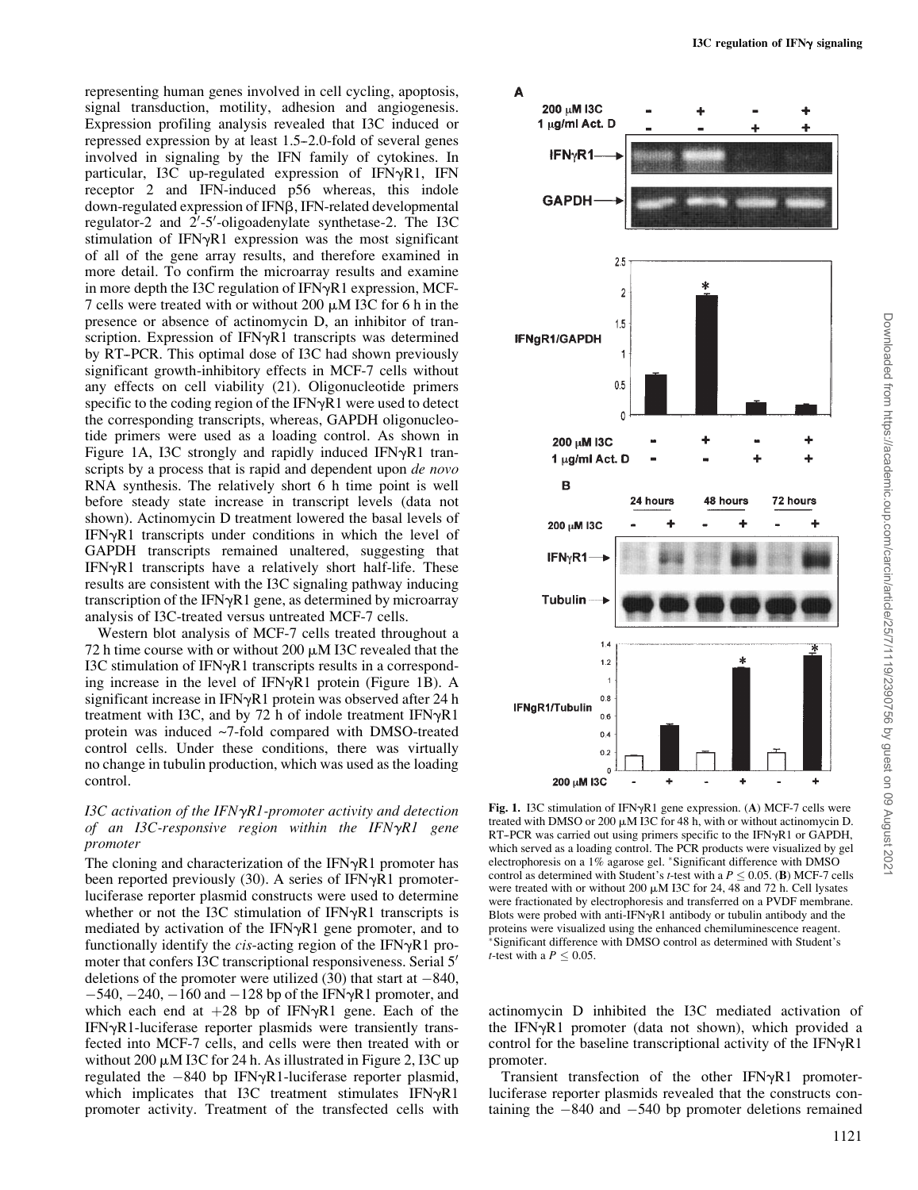representing human genes involved in cell cycling, apoptosis, signal transduction, motility, adhesion and angiogenesis. Expression profiling analysis revealed that I3C induced or repressed expression by at least 1.5–2.0-fold of several genes involved in signaling by the IFN family of cytokines. In particular, I3C up-regulated expression of IFNγR1, IFN receptor 2 and IFN-induced p56 whereas, this indole down-regulated expression of IFNβ, IFN-related developmental regulator-2 and 2′-5′-oligoadenylate synthetase-2. The I3C stimulation of IFNγR1 expression was the most significant of all of the gene array results, and therefore examined in more detail. To confirm the microarray results and examine in more depth the I3C regulation of IFNγR1 expression, MCF-7 cells were treated with or without 200 μM I3C for 6 h in the presence or absence of actinomycin D, an inhibitor of transcription. Expression of IFNγR1 transcripts was determined by RT–PCR. This optimal dose of I3C had shown previously significant growth-inhibitory effects in MCF-7 cells without any effects on cell viability (21). Oligonucleotide primers specific to the coding region of the IFNγR1 were used to detect the corresponding transcripts, whereas, GAPDH oligonucleotide primers were used as a loading control. As shown in Figure 1A, I3C strongly and rapidly induced IFNγR1 transcripts by a process that is rapid and dependent upon *de novo* RNA synthesis. The relatively short 6 h time point is well before steady state increase in transcript levels (data not shown). Actinomycin D treatment lowered the basal levels of IFNγR1 transcripts under conditions in which the level of GAPDH transcripts remained unaltered, suggesting that IFNγR1 transcripts have a relatively short half-life. These results are consistent with the I3C signaling pathway inducing transcription of the IFNγR1 gene, as determined by microarray analysis of I3C-treated versus untreated MCF-7 cells.

Western blot analysis of MCF-7 cells treated throughout a 72 h time course with or without 200 μM I3C revealed that the I3C stimulation of IFNγR1 transcripts results in a corresponding increase in the level of IFNγR1 protein (Figure 1B). A significant increase in IFNγR1 protein was observed after 24 h treatment with I3C, and by 72 h of indole treatment IFNγR1 protein was induced ~7-fold compared with DMSO-treated control cells. Under these conditions, there was virtually no change in tubulin production, which was used as the loading control.

### *I3C activation of the IFNγR1-promoter activity and detection of an I3C-responsive region within the IFNγR1 gene promoter*

The cloning and characterization of the IFNγR1 promoter has been reported previously (30). A series of IFNγR1 promoter-luciferase reporter plasmid constructs were used to determine whether or not the I3C stimulation of IFNγR1 transcripts is mediated by activation of the IFNγR1 gene promoter, and to functionally identify the *cis*-acting region of the IFNγR1 promoter that confers I3C transcriptional responsiveness. Serial 5′ deletions of the promoter were utilized (30) that start at −840, −540, −240, −160 and −128 bp of the IFNγR1 promoter, and which each end at +28 bp of IFNγR1 gene. Each of the IFNγR1-luciferase reporter plasmids were transiently transfected into MCF-7 cells, and cells were then treated with or without 200 μM I3C for 24 h. As illustrated in Figure 2, I3C up regulated the −840 bp IFNγR1-luciferase reporter plasmid, which implicates that I3C treatment stimulates IFNγR1 promoter activity. Treatment of the transfected cells with actinomycin D inhibited the I3C mediated activation of the IFNγR1 promoter (data not shown), which provided a control for the baseline transcriptional activity of the IFNγR1 promoter.

**Fig. 1.** I3C stimulation of IFNγR1 gene expression. (**A**) MCF-7 cells were treated with DMSO or 200 μM I3C for 48 h, with or without actinomycin D. RT–PCR was carried out using primers specific to the IFNγR1 or GAPDH, which served as a loading control. The PCR products were visualized by gel electrophoresis on a 1% agarose gel. *Significant difference with DMSO control as determined with Student's *t*-test with a $P \leq 0.05$. (**B**) MCF-7 cells were treated with or without 200 μM I3C for 24, 48 and 72 h. Cell lysates were fractionated by electrophoresis and transferred on a PVDF membrane. Blots were probed with anti-IFNγR1 antibody or tubulin antibody and the proteins were visualized using the enhanced chemiluminescence reagent. *Significant difference with DMSO control as determined with Student's *t*-test with a $P \leq 0.05$.

Transient transfection of the other IFNγR1 promoter-luciferase reporter plasmids revealed that the constructs containing the −840 and −540 bp promoter deletions remained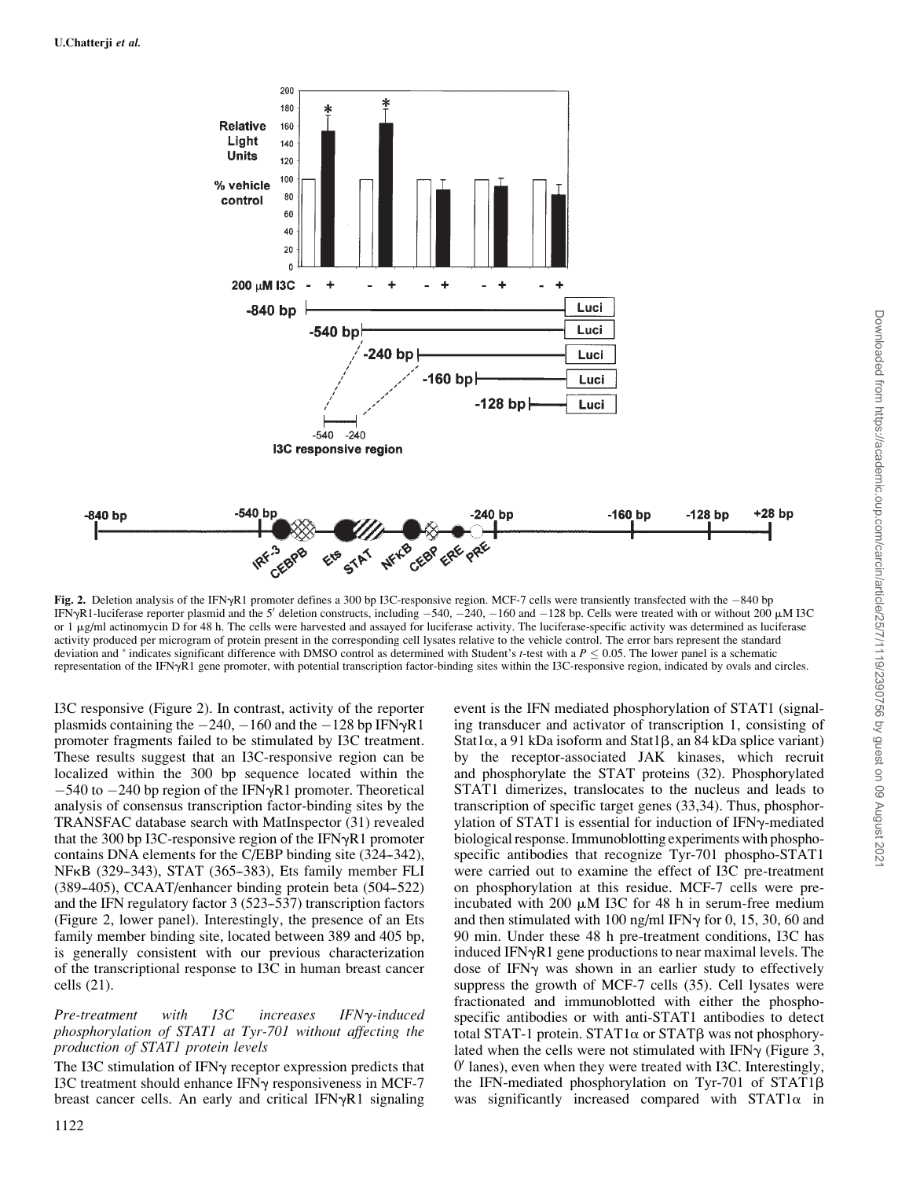**Fig. 2.** Deletion analysis of the IFNγR1 promoter defines a 300 bp I3C-responsive region. MCF-7 cells were transiently transfected with the −840 bp IFNγR1-luciferase reporter plasmid and the 5′ deletion constructs, including −540, −240, −160 and −128 bp. Cells were treated with or without 200 μM I3C or 1 μg/ml actinomycin D for 48 h. The cells were harvested and assayed for luciferase activity. The luciferase-specific activity was determined as luciferase activity produced per microgram of protein present in the corresponding cell lysates relative to the vehicle control. The error bars represent the standard deviation and * indicates significant difference with DMSO control as determined with Student's *t*-test with a $P \leq 0.05$. The lower panel is a schematic representation of the IFNγR1 gene promoter, with potential transcription factor-binding sites within the I3C-responsive region, indicated by ovals and circles.

I3C responsive (Figure 2). In contrast, activity of the reporter plasmids containing the −240, −160 and the −128 bp IFNγR1 promoter fragments failed to be stimulated by I3C treatment. These results suggest that an I3C-responsive region can be localized within the 300 bp sequence located within the −540 to −240 bp region of the IFNγR1 promoter. Theoretical analysis of consensus transcription factor-binding sites by the TRANSFAC database search with MatInspector (31) revealed that the 300 bp I3C-responsive region of the IFNγR1 promoter contains DNA elements for the C/EBP binding site (324–342), NFκB (329–343), STAT (365–383), Ets family member FLI (389–405), CCAAT/enhancer binding protein beta (504–522) and the IFN regulatory factor 3 (523–537) transcription factors (Figure 2, lower panel). Interestingly, the presence of an Ets family member binding site, located between 389 and 405 bp, is generally consistent with our previous characterization of the transcriptional response to I3C in human breast cancer cells (21).

*Pre-treatment with I3C increases IFNγ-induced phosphorylation of STAT1 at Tyr-701 without affecting the production of STAT1 protein levels*

The I3C stimulation of IFNγ receptor expression predicts that I3C treatment should enhance IFNγ responsiveness in MCF-7 breast cancer cells. An early and critical IFNγR1 signaling event is the IFN mediated phosphorylation of STAT1 (signaling transducer and activator of transcription 1, consisting of Stat1α, a 91 kDa isoform and Stat1β, an 84 kDa splice variant) by the receptor-associated JAK kinases, which recruit and phosphorylate the STAT proteins (32). Phosphorylated STAT1 dimerizes, translocates to the nucleus and leads to transcription of specific target genes (33,34). Thus, phosphorylation of STAT1 is essential for induction of IFNγ-mediated biological response. Immunoblotting experiments with phosphospecific antibodies that recognize Tyr-701 phospho-STAT1 were carried out to examine the effect of I3C pre-treatment on phosphorylation at this residue. MCF-7 cells were preincubated with 200 μM I3C for 48 h in serum-free medium and then stimulated with 100 ng/ml IFNγ for 0, 15, 30, 60 and 90 min. Under these 48 h pre-treatment conditions, I3C has induced IFNγR1 gene productions to near maximal levels. The dose of IFNγ was shown in an earlier study to effectively suppress the growth of MCF-7 cells (35). Cell lysates were fractionated and immunoblotted with either the phosphospecific antibodies or with anti-STAT1 antibodies to detect total STAT-1 protein. STAT1α or STATβ was not phosphorylated when the cells were not stimulated with IFNγ (Figure 3, 0′ lanes), even when they were treated with I3C. Interestingly, the IFN-mediated phosphorylation on Tyr-701 of STAT1β was significantly increased compared with STAT1α in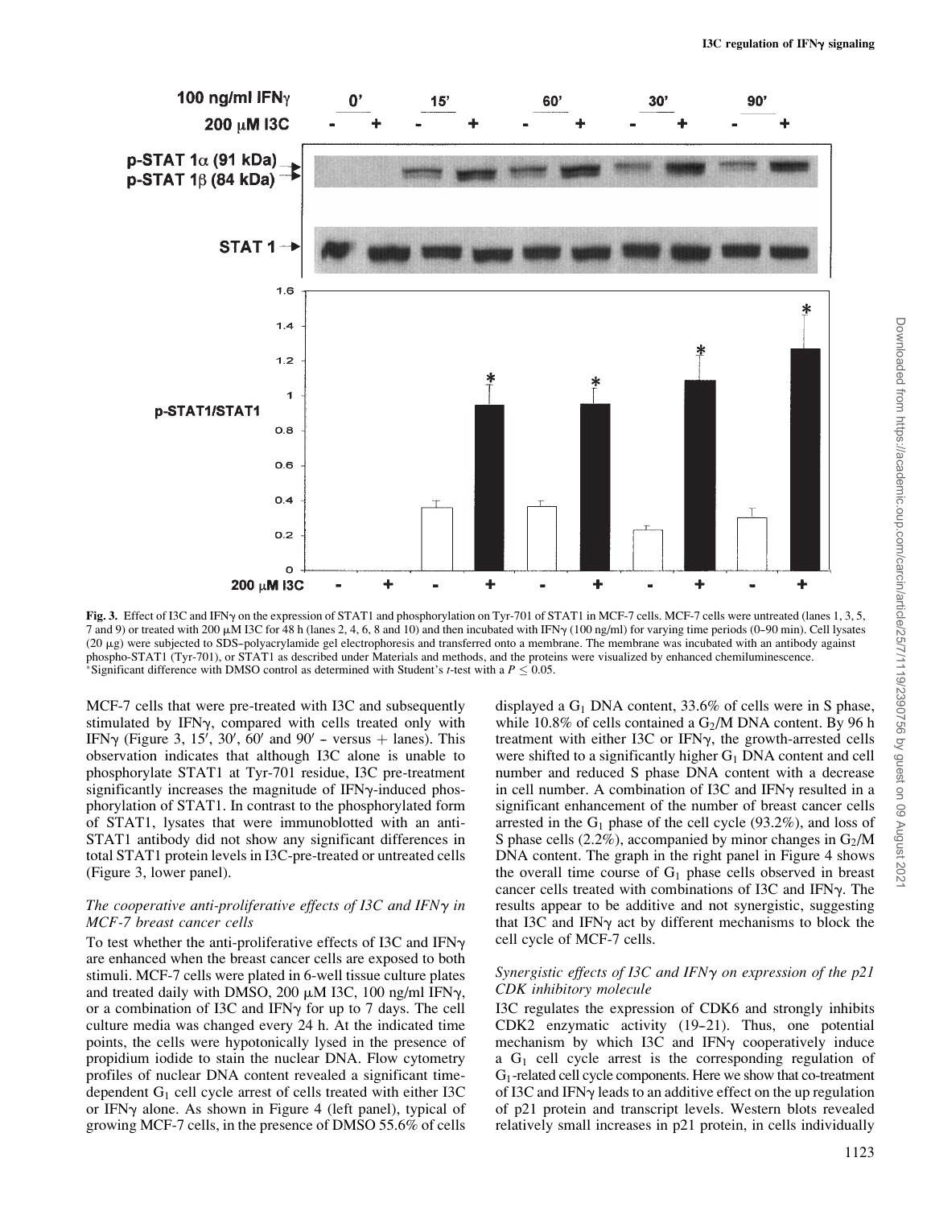**Fig. 3.** Effect of I3C and IFNγ on the expression of STAT1 and phosphorylation on Tyr-701 of STAT1 in MCF-7 cells. MCF-7 cells were untreated (lanes 1, 3, 5, 7 and 9) or treated with 200 μM I3C for 48 h (lanes 2, 4, 6, 8 and 10) and then incubated with IFNγ (100 ng/ml) for varying time periods (0–90 min). Cell lysates (20 μg) were subjected to SDS–polyacrylamide gel electrophoresis and transferred onto a membrane. The membrane was incubated with an antibody against phospho-STAT1 (Tyr-701), or STAT1 as described under Materials and methods, and the proteins were visualized by enhanced chemiluminescence. *Significant difference with DMSO control as determined with Student's *t*-test with a $P \leq 0.05$.

MCF-7 cells that were pre-treated with I3C and subsequently stimulated by IFNγ, compared with cells treated only with IFNγ (Figure 3, 15′, 30′, 60′ and 90′ – versus + lanes). This observation indicates that although I3C alone is unable to phosphorylate STAT1 at Tyr-701 residue, I3C pre-treatment significantly increases the magnitude of IFNγ-induced phosphorylation of STAT1. In contrast to the phosphorylated form of STAT1, lysates that were immunoblotted with an anti-STAT1 antibody did not show any significant differences in total STAT1 protein levels in I3C-pre-treated or untreated cells (Figure 3, lower panel).

### *The cooperative anti-proliferative effects of I3C and IFNγ in MCF-7 breast cancer cells*

To test whether the anti-proliferative effects of I3C and IFNγ are enhanced when the breast cancer cells are exposed to both stimuli. MCF-7 cells were plated in 6-well tissue culture plates and treated daily with DMSO, 200 μM I3C, 100 ng/ml IFNγ, or a combination of I3C and IFNγ for up to 7 days. The cell culture media was changed every 24 h. At the indicated time points, the cells were hypotonically lysed in the presence of propidium iodide to stain the nuclear DNA. Flow cytometry profiles of nuclear DNA content revealed a significant time-dependent $G_1$ cell cycle arrest of cells treated with either I3C or IFNγ alone. As shown in Figure 4 (left panel), typical of growing MCF-7 cells, in the presence of DMSO 55.6% of cells displayed a $G_1$ DNA content, 33.6% of cells were in S phase, while 10.8% of cells contained a $G_2$/M DNA content. By 96 h treatment with either I3C or IFNγ, the growth-arrested cells were shifted to a significantly higher $G_1$ DNA content and cell number and reduced S phase DNA content with a decrease in cell number. A combination of I3C and IFNγ resulted in a significant enhancement of the number of breast cancer cells arrested in the $G_1$ phase of the cell cycle (93.2%), and loss of S phase cells (2.2%), accompanied by minor changes in $G_2$/M DNA content. The graph in the right panel in Figure 4 shows the overall time course of $G_1$ phase cells observed in breast cancer cells treated with combinations of I3C and IFNγ. The results appear to be additive and not synergistic, suggesting that I3C and IFNγ act by different mechanisms to block the cell cycle of MCF-7 cells.

### *Synergistic effects of I3C and IFNγ on expression of the p21 CDK inhibitory molecule*

I3C regulates the expression of CDK6 and strongly inhibits CDK2 enzymatic activity (19–21). Thus, one potential mechanism by which I3C and IFNγ cooperatively induce a $G_1$ cell cycle arrest is the corresponding regulation of $G_1$-related cell cycle components. Here we show that co-treatment of I3C and IFNγ leads to an additive effect on the up regulation of p21 protein and transcript levels. Western blots revealed relatively small increases in p21 protein, in cells individually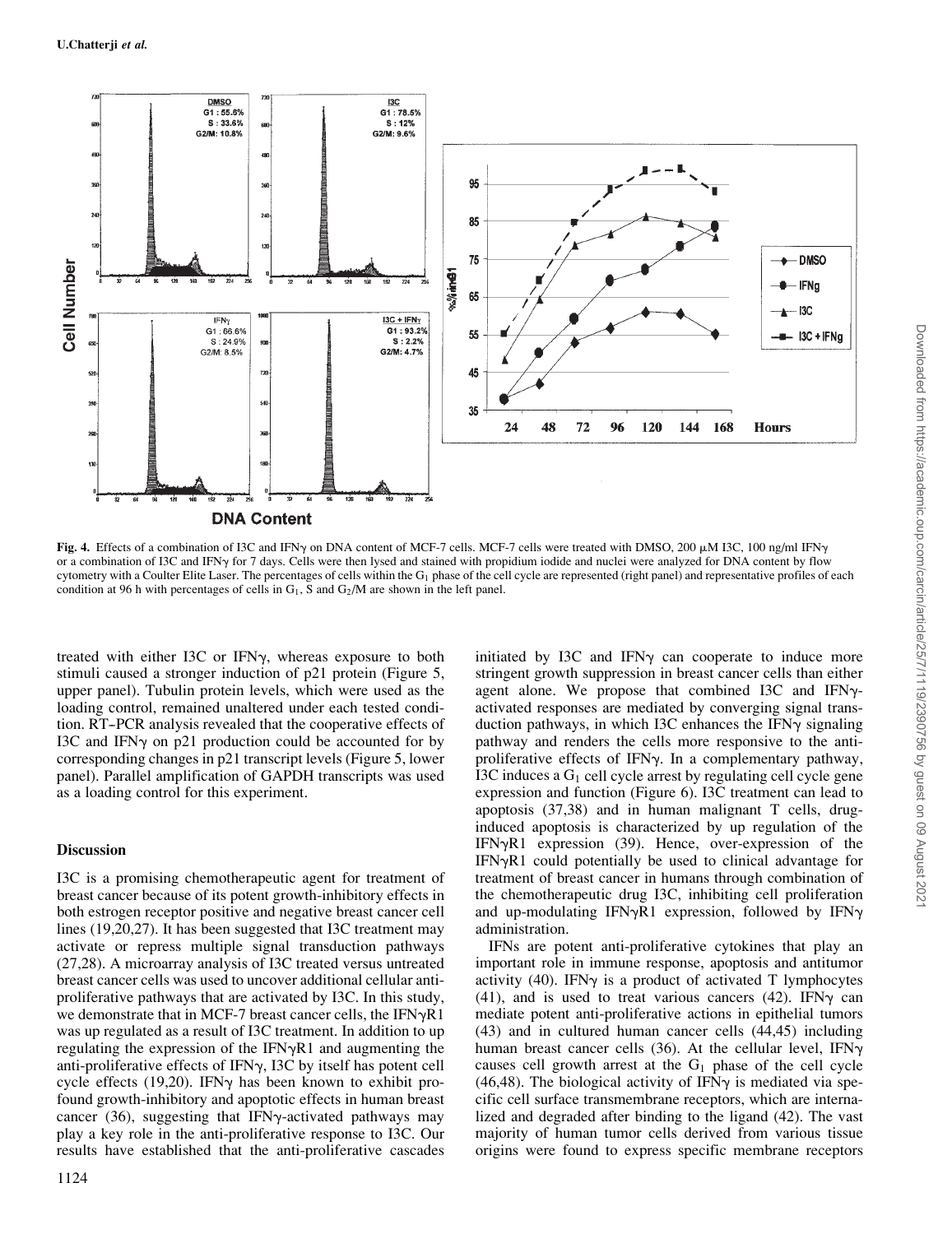**Fig. 4.** Effects of a combination of I3C and IFNγ on DNA content of MCF-7 cells. MCF-7 cells were treated with DMSO, 200 μM I3C, 100 ng/ml IFNγ or a combination of I3C and IFNγ for 7 days. Cells were then lysed and stained with propidium iodide and nuclei were analyzed for DNA content by flow cytometry with a Coulter Elite Laser. The percentages of cells within the $G_1$ phase of the cell cycle are represented (right panel) and representative profiles of each condition at 96 h with percentages of cells in $G_1$, S and $G_2$/M are shown in the left panel.

treated with either I3C or IFNγ, whereas exposure to both stimuli caused a stronger induction of p21 protein (Figure 5, upper panel). Tubulin protein levels, which were used as the loading control, remained unaltered under each tested condition. RT–PCR analysis revealed that the cooperative effects of I3C and IFNγ on p21 production could be accounted for by corresponding changes in p21 transcript levels (Figure 5, lower panel). Parallel amplification of GAPDH transcripts was used as a loading control for this experiment.

## Discussion

I3C is a promising chemotherapeutic agent for treatment of breast cancer because of its potent growth-inhibitory effects in both estrogen receptor positive and negative breast cancer cell lines (19,20,27). It has been suggested that I3C treatment may activate or repress multiple signal transduction pathways (27,28). A microarray analysis of I3C treated versus untreated breast cancer cells was used to uncover additional cellular anti-proliferative pathways that are activated by I3C. In this study, we demonstrate that in MCF-7 breast cancer cells, the IFNγR1 was up regulated as a result of I3C treatment. In addition to up regulating the expression of the IFNγR1 and augmenting the anti-proliferative effects of IFNγ, I3C by itself has potent cell cycle effects (19,20). IFNγ has been known to exhibit profound growth-inhibitory and apoptotic effects in human breast cancer (36), suggesting that IFNγ-activated pathways may play a key role in the anti-proliferative response to I3C. Our results have established that the anti-proliferative cascades initiated by I3C and IFNγ can cooperate to induce more stringent growth suppression in breast cancer cells than either agent alone. We propose that combined I3C and IFNγ-activated responses are mediated by converging signal transduction pathways, in which I3C enhances the IFNγ signaling pathway and renders the cells more responsive to the anti-proliferative effects of IFNγ. In a complementary pathway, I3C induces a $G_1$ cell cycle arrest by regulating cell cycle gene expression and function (Figure 6). I3C treatment can lead to apoptosis (37,38) and in human malignant T cells, drug-induced apoptosis is characterized by up regulation of the IFNγR1 expression (39). Hence, over-expression of the IFNγR1 could potentially be used to clinical advantage for treatment of breast cancer in humans through combination of the chemotherapeutic drug I3C, inhibiting cell proliferation and up-modulating IFNγR1 expression, followed by IFNγ administration.

IFNs are potent anti-proliferative cytokines that play an important role in immune response, apoptosis and antitumor activity (40). IFNγ is a product of activated T lymphocytes (41), and is used to treat various cancers (42). IFNγ can mediate potent anti-proliferative actions in epithelial tumors (43) and in cultured human cancer cells (44,45) including human breast cancer cells (36). At the cellular level, IFNγ causes cell growth arrest at the $G_1$ phase of the cell cycle (46,48). The biological activity of IFNγ is mediated via specific cell surface transmembrane receptors, which are internalized and degraded after binding to the ligand (42). The vast majority of human tumor cells derived from various tissue origins were found to express specific membrane receptors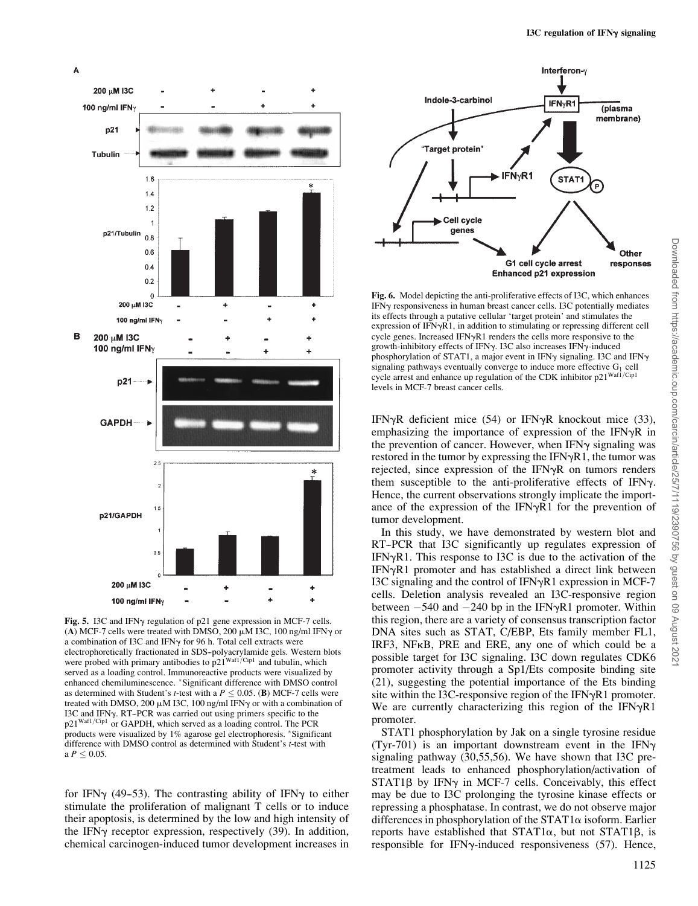**Fig. 5.** I3C and IFNγ regulation of p21 gene expression in MCF-7 cells. (**A**) MCF-7 cells were treated with DMSO, 200 μM I3C, 100 ng/ml IFNγ or a combination of I3C and IFNγ for 96 h. Total cell extracts were electrophoretically fractionated in SDS–polyacrylamide gels. Western blots were probed with primary antibodies to $p21^{Waf1/Cip1}$ and tubulin, which served as a loading control. Immunoreactive products were visualized by enhanced chemiluminescence. *Significant difference with DMSO control as determined with Student's *t*-test with a $P \leq 0.05$. (**B**) MCF-7 cells were treated with DMSO, 200 μM I3C, 100 ng/ml IFNγ or with a combination of I3C and IFNγ. RT–PCR was carried out using primers specific to the $p21^{Waf1/Cip1}$ or GAPDH, which served as a loading control. The PCR products were visualized by 1% agarose gel electrophoresis. *Significant difference with DMSO control as determined with Student's *t*-test with a $P \leq 0.05$.

for IFNγ (49–53). The contrasting ability of IFNγ to either stimulate the proliferation of malignant T cells or to induce their apoptosis, is determined by the low and high intensity of the IFNγ receptor expression, respectively (39). In addition, chemical carcinogen-induced tumor development increases in

**Fig. 6.** Model depicting the anti-proliferative effects of I3C, which enhances IFNγ responsiveness in human breast cancer cells. I3C potentially mediates its effects through a putative cellular 'target protein' and stimulates the expression of IFNγR1, in addition to stimulating or repressing different cell cycle genes. Increased IFNγR1 renders the cells more responsive to the growth-inhibitory effects of IFNγ. I3C also increases IFNγ-induced phosphorylation of STAT1, a major event in IFNγ signaling. I3C and IFNγ signaling pathways eventually converge to induce more effective $G_1$ cell cycle arrest and enhance up regulation of the CDK inhibitor $p21^{Waf1/Cip1}$ levels in MCF-7 breast cancer cells.

IFNγR deficient mice (54) or IFNγR knockout mice (33), emphasizing the importance of expression of the IFNγR in the prevention of cancer. However, when IFNγ signaling was restored in the tumor by expressing the IFNγR1, the tumor was rejected, since expression of the IFNγR on tumors renders them susceptible to the anti-proliferative effects of IFNγ. Hence, the current observations strongly implicate the importance of the expression of the IFNγR1 for the prevention of tumor development.

In this study, we have demonstrated by western blot and RT–PCR that I3C significantly up regulates expression of IFNγR1. This response to I3C is due to the activation of the IFNγR1 promoter and has established a direct link between I3C signaling and the control of IFNγR1 expression in MCF-7 cells. Deletion analysis revealed an I3C-responsive region between −540 and −240 bp in the IFNγR1 promoter. Within this region, there are a variety of consensus transcription factor DNA sites such as STAT, C/EBP, Ets family member FL1, IRF3, NFκB, PRE and ERE, any one of which could be a possible target for I3C signaling. I3C down regulates CDK6 promoter activity through a Sp1/Ets composite binding site (21), suggesting the potential importance of the Ets binding site within the I3C-responsive region of the IFNγR1 promoter. We are currently characterizing this region of the IFNγR1 promoter.

STAT1 phosphorylation by Jak on a single tyrosine residue (Tyr-701) is an important downstream event in the IFNγ signaling pathway (30,55,56). We have shown that I3C pretreatment leads to enhanced phosphorylation/activation of STAT1β by IFNγ in MCF-7 cells. Conceivably, this effect may be due to I3C prolonging the tyrosine kinase effects or repressing a phosphatase. In contrast, we do not observe major differences in phosphorylation of the STAT1α isoform. Earlier reports have established that STAT1α, but not STAT1β, is responsible for IFNγ-induced responsiveness (57). Hence,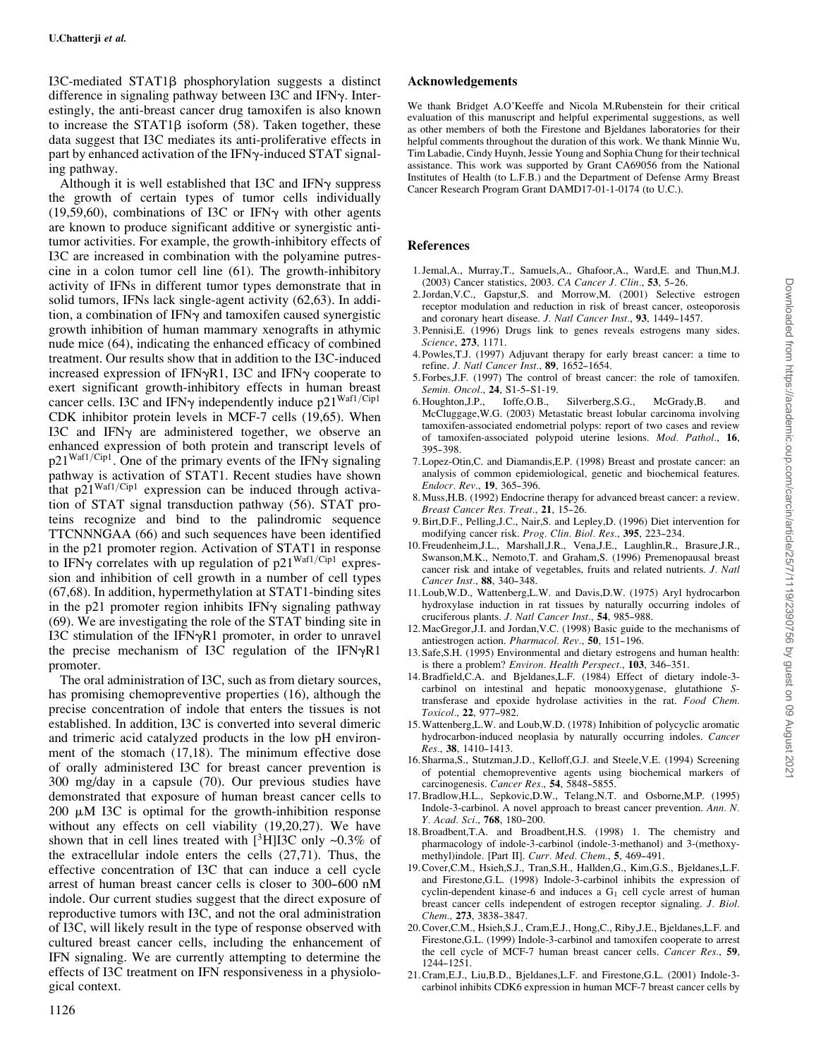I3C-mediated STAT1β phosphorylation suggests a distinct difference in signaling pathway between I3C and IFNγ. Interestingly, the anti-breast cancer drug tamoxifen is also known to increase the STAT1β isoform (58). Taken together, these data suggest that I3C mediates its anti-proliferative effects in part by enhanced activation of the IFNγ-induced STAT signaling pathway.

Although it is well established that I3C and IFNγ suppress the growth of certain types of tumor cells individually (19,59,60), combinations of I3C or IFNγ with other agents are known to produce significant additive or synergistic antitumor activities. For example, the growth-inhibitory effects of I3C are increased in combination with the polyamine putrescine in a colon tumor cell line (61). The growth-inhibitory activity of IFNs in different tumor types demonstrate that in solid tumors, IFNs lack single-agent activity (62,63). In addition, a combination of IFNγ and tamoxifen caused synergistic growth inhibition of human mammary xenografts in athymic nude mice (64), indicating the enhanced efficacy of combined treatment. Our results show that in addition to the I3C-induced increased expression of IFNγR1, I3C and IFNγ cooperate to exert significant growth-inhibitory effects in human breast cancer cells. I3C and IFNγ independently induce $p21^{Waf1/Cip1}$ CDK inhibitor protein levels in MCF-7 cells (19,65). When I3C and IFNγ are administered together, we observe an enhanced expression of both protein and transcript levels of $p21^{Waf1/Cip1}$. One of the primary events of the IFNγ signaling pathway is activation of STAT1. Recent studies have shown that $p21^{Waf1/Cip1}$ expression can be induced through activation of STAT signal transduction pathway (56). STAT proteins recognize and bind to the palindromic sequence TTCNNNGAA (66) and such sequences have been identified in the p21 promoter region. Activation of STAT1 in response to IFNγ correlates with up regulation of $p21^{Waf1/Cip1}$ expression and inhibition of cell growth in a number of cell types (67,68). In addition, hypermethylation at STAT1-binding sites in the p21 promoter region inhibits IFNγ signaling pathway (69). We are investigating the role of the STAT binding site in I3C stimulation of the IFNγR1 promoter, in order to unravel the precise mechanism of I3C regulation of the IFNγR1 promoter.

The oral administration of I3C, such as from dietary sources, has promising chemopreventive properties (16), although the precise concentration of indole that enters the tissues is not established. In addition, I3C is converted into several dimeric and trimeric acid catalyzed products in the low pH environment of the stomach (17,18). The minimum effective dose of orally administered I3C for breast cancer prevention is 300 mg/day in a capsule (70). Our previous studies have demonstrated that exposure of human breast cancer cells to 200 μM I3C is optimal for the growth-inhibition response without any effects on cell viability (19,20,27). We have shown that in cell lines treated with [$^3$H]I3C only ~0.3% of the extracellular indole enters the cells (27,71). Thus, the effective concentration of I3C that can induce a cell cycle arrest of human breast cancer cells is closer to 300–600 nM indole. Our current studies suggest that the direct exposure of reproductive tumors with I3C, and not the oral administration of I3C, will likely result in the type of response observed with cultured breast cancer cells, including the enhancement of IFN signaling. We are currently attempting to determine the effects of I3C treatment on IFN responsiveness in a physiological context.

## Acknowledgements

We thank Bridget A.O'Keeffe and Nicola M.Rubenstein for their critical evaluation of this manuscript and helpful experimental suggestions, as well as other members of both the Firestone and Bjeldanes laboratories for their helpful comments throughout the duration of this work. We thank Minnie Wu, Tim Labadie, Cindy Huynh, Jessie Young and Sophia Chung for their technical assistance. This work was supported by Grant CA69056 from the National Institutes of Health (to L.F.B.) and the Department of Defense Army Breast Cancer Research Program Grant DAMD17-01-1-0174 (to U.C.).

## References

1. Jemal,A., Murray,T., Samuels,A., Ghafoor,A., Ward,E. and Thun,M.J. (2003) Cancer statistics, 2003. *CA Cancer J. Clin.*, **53**, 5–26.
2. Jordan,V.C., Gapstur,S. and Morrow,M. (2001) Selective estrogen receptor modulation and reduction in risk of breast cancer, osteoporosis and coronary heart disease. *J. Natl Cancer Inst.*, **93**, 1449–1457.
3. Pennisi,E. (1996) Drugs link to genes reveals estrogens many sides. *Science*, **273**, 1171.
4. Powles,T.J. (1997) Adjuvant therapy for early breast cancer: a time to refine. *J. Natl Cancer Inst.*, **89**, 1652–1654.
5. Forbes,J.F. (1997) The control of breast cancer: the role of tamoxifen. *Semin. Oncol.*, **24**, S1-5–S1-19.
6. Houghton,J.P., Ioffe,O.B., Silverberg,S.G., McGrady,B. and McCluggage,W.G. (2003) Metastatic breast lobular carcinoma involving tamoxifen-associated endometrial polyps: report of two cases and review of tamoxifen-associated polypoid uterine lesions. *Mod. Pathol.*, **16**, 395–398.
7. Lopez-Otin,C. and Diamandis,E.P. (1998) Breast and prostate cancer: an analysis of common epidemiological, genetic and biochemical features. *Endocr. Rev.*, **19**, 365–396.
8. Muss,H.B. (1992) Endocrine therapy for advanced breast cancer: a review. *Breast Cancer Res. Treat.*, **21**, 15–26.
9. Birt,D.F., Pelling,J.C., Nair,S. and Lepley,D. (1996) Diet intervention for modifying cancer risk. *Prog. Clin. Biol. Res.*, **395**, 223–234.
10. Freudenheim,J.L., Marshall,J.R., Vena,J.E., Laughlin,R., Brasure,J.R., Swanson,M.K., Nemoto,T. and Graham,S. (1996) Premenopausal breast cancer risk and intake of vegetables, fruits and related nutrients. *J. Natl Cancer Inst.*, **88**, 340–348.
11. Loub,W.D., Wattenberg,L.W. and Davis,D.W. (1975) Aryl hydrocarbon hydroxylase induction in rat tissues by naturally occurring indoles of cruciferous plants. *J. Natl Cancer Inst.*, **54**, 985–988.
12. MacGregor,J.I. and Jordan,V.C. (1998) Basic guide to the mechanisms of antiestrogen action. *Pharmacol. Rev.*, **50**, 151–196.
13. Safe,S.H. (1995) Environmental and dietary estrogens and human health: is there a problem? *Environ. Health Perspect.*, **103**, 346–351.
14. Bradfield,C.A. and Bjeldanes,L.F. (1984) Effect of dietary indole-3-carbinol on intestinal and hepatic monooxygenase, glutathione S-transferase and epoxide hydrolase activities in the rat. *Food Chem. Toxicol.*, **22**, 977–982.
15. Wattenberg,L.W. and Loub,W.D. (1978) Inhibition of polycyclic aromatic hydrocarbon-induced neoplasia by naturally occurring indoles. *Cancer Res.*, **38**, 1410–1413.
16. Sharma,S., Stutzman,J.D., Kelloff,G.J. and Steele,V.E. (1994) Screening of potential chemopreventive agents using biochemical markers of carcinogenesis. *Cancer Res.*, **54**, 5848–5855.
17. Bradlow,H.L., Sepkovic,D.W., Telang,N.T. and Osborne,M.P. (1995) Indole-3-carbinol. A novel approach to breast cancer prevention. *Ann. N. Y. Acad. Sci.*, **768**, 180–200.
18. Broadbent,T.A. and Broadbent,H.S. (1998) 1. The chemistry and pharmacology of indole-3-carbinol (indole-3-methanol) and 3-(methoxymethyl)indole. [Part II]. *Curr. Med. Chem.*, **5**, 469–491.
19. Cover,C.M., Hsieh,S.J., Tran,S.H., Hallden,G., Kim,G.S., Bjeldanes,L.F. and Firestone,G.L. (1998) Indole-3-carbinol inhibits the expression of cyclin-dependent kinase-6 and induces a $G_1$ cell cycle arrest of human breast cancer cells independent of estrogen receptor signaling. *J. Biol. Chem.*, **273**, 3838–3847.
20. Cover,C.M., Hsieh,S.J., Cram,E.J., Hong,C., Riby,J.E., Bjeldanes,L.F. and Firestone,G.L. (1999) Indole-3-carbinol and tamoxifen cooperate to arrest the cell cycle of MCF-7 human breast cancer cells. *Cancer Res.*, **59**, 1244–1251.
21. Cram,E.J., Liu,B.D., Bjeldanes,L.F. and Firestone,G.L. (2001) Indole-3-carbinol inhibits CDK6 expression in human MCF-7 breast cancer cells by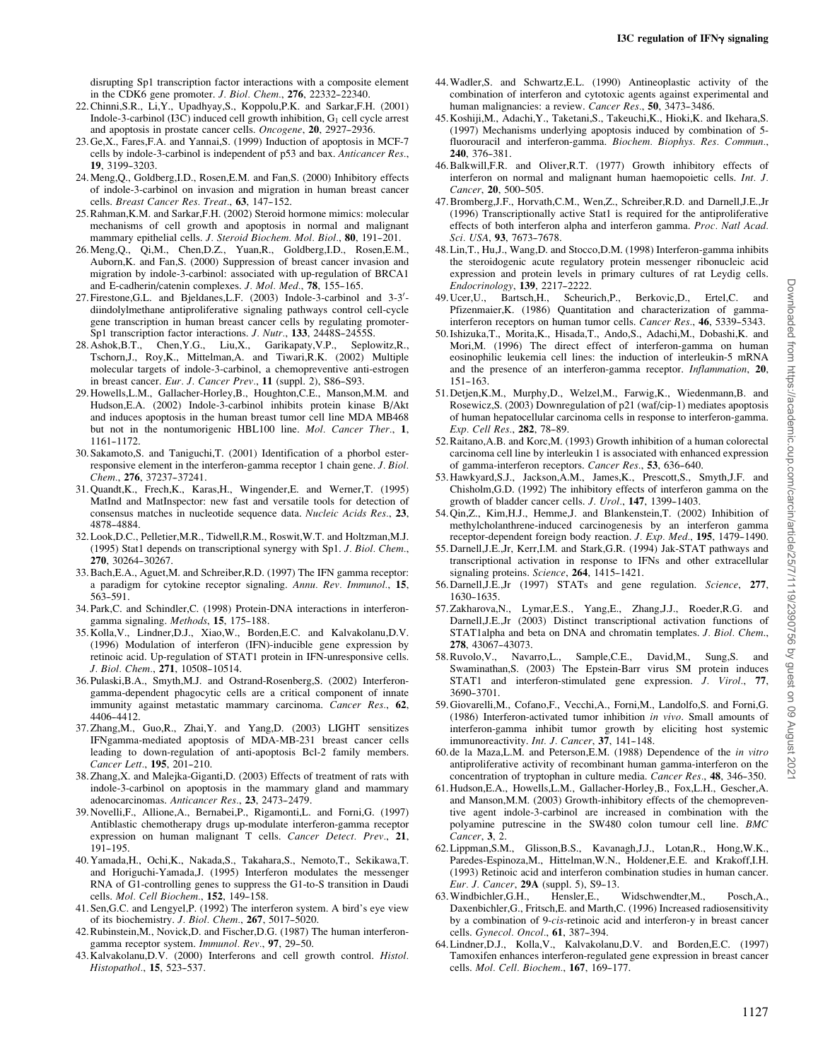disrupting Sp1 transcription factor interactions with a composite element in the CDK6 gene promoter. *J. Biol. Chem.*, **276**, 22332–22340.

22. Chinni,S.R., Li,Y., Upadhyay,S., Koppolu,P.K. and Sarkar,F.H. (2001) Indole-3-carbinol (I3C) induced cell growth inhibition, $G_1$ cell cycle arrest and apoptosis in prostate cancer cells. *Oncogene*, **20**, 2927–2936.
23. Ge,X., Fares,F.A. and Yannai,S. (1999) Induction of apoptosis in MCF-7 cells by indole-3-carbinol is independent of p53 and bax. *Anticancer Res.*, **19**, 3199–3203.
24. Meng,Q., Goldberg,I.D., Rosen,E.M. and Fan,S. (2000) Inhibitory effects of indole-3-carbinol on invasion and migration in human breast cancer cells. *Breast Cancer Res. Treat.*, **63**, 147–152.
25. Rahman,K.M. and Sarkar,F.H. (2002) Steroid hormone mimics: molecular mechanisms of cell growth and apoptosis in normal and malignant mammary epithelial cells. *J. Steroid Biochem. Mol. Biol.*, **80**, 191–201.
26. Meng,Q., Qi,M., Chen,D.Z., Yuan,R., Goldberg,I.D., Rosen,E.M., Auborn,K. and Fan,S. (2000) Suppression of breast cancer invasion and migration by indole-3-carbinol: associated with up-regulation of BRCA1 and E-cadherin/catenin complexes. *J. Mol. Med.*, **78**, 155–165.
27. Firestone,G.L. and Bjeldanes,L.F. (2003) Indole-3-carbinol and 3-3′-diindolylmethane antiproliferative signaling pathways control cell-cycle gene transcription in human breast cancer cells by regulating promoter-Sp1 transcription factor interactions. *J. Nutr.*, **133**, 2448S–2455S.
28. Ashok,B.T., Chen,Y.G., Liu,X., Garikapaty,V.P., Seplowitz,R., Tschorn,J., Roy,K., Mittelman,A. and Tiwari,R.K. (2002) Multiple molecular targets of indole-3-carbinol, a chemopreventive anti-estrogen in breast cancer. *Eur. J. Cancer Prev.*, **11** (suppl. 2), S86–S93.
29. Howells,L.M., Gallacher-Horley,B., Houghton,C.E., Manson,M.M. and Hudson,E.A. (2002) Indole-3-carbinol inhibits protein kinase B/Akt and induces apoptosis in the human breast tumor cell line MDA MB468 but not in the nontumorigenic HBL100 line. *Mol. Cancer Ther.*, **1**, 1161–1172.
30. Sakamoto,S. and Taniguchi,T. (2001) Identification of a phorbol ester-responsive element in the interferon-gamma receptor 1 chain gene. *J. Biol. Chem.*, **276**, 37237–37241.
31. Quandt,K., Frech,K., Karas,H., Wingender,E. and Werner,T. (1995) MatInd and MatInspector: new fast and versatile tools for detection of consensus matches in nucleotide sequence data. *Nucleic Acids Res.*, **23**, 4878–4884.
32. Look,D.C., Pelletier,M.R., Tidwell,R.M., Roswit,W.T. and Holtzman,M.J. (1995) Stat1 depends on transcriptional synergy with Sp1. *J. Biol. Chem.*, **270**, 30264–30267.
33. Bach,E.A., Aguet,M. and Schreiber,R.D. (1997) The IFN gamma receptor: a paradigm for cytokine receptor signaling. *Annu. Rev. Immunol.*, **15**, 563–591.
34. Park,C. and Schindler,C. (1998) Protein-DNA interactions in interferon-gamma signaling. *Methods*, **15**, 175–188.
35. Kolla,V., Lindner,D.J., Xiao,W., Borden,E.C. and Kalvakolanu,D.V. (1996) Modulation of interferon (IFN)-inducible gene expression by retinoic acid. Up-regulation of STAT1 protein in IFN-unresponsive cells. *J. Biol. Chem.*, **271**, 10508–10514.
36. Pulaski,B.A., Smyth,M.J. and Ostrand-Rosenberg,S. (2002) Interferon-gamma-dependent phagocytic cells are a critical component of innate immunity against metastatic mammary carcinoma. *Cancer Res.*, **62**, 4406–4412.
37. Zhang,M., Guo,R., Zhai,Y. and Yang,D. (2003) LIGHT sensitizes IFNgamma-mediated apoptosis of MDA-MB-231 breast cancer cells leading to down-regulation of anti-apoptosis Bcl-2 family members. *Cancer Lett.*, **195**, 201–210.
38. Zhang,X. and Malejka-Giganti,D. (2003) Effects of treatment of rats with indole-3-carbinol on apoptosis in the mammary gland and mammary adenocarcinomas. *Anticancer Res.*, **23**, 2473–2479.
39. Novelli,F., Allione,A., Bernabei,P., Rigamonti,L. and Forni,G. (1997) Antiblastic chemotherapy drugs up-modulate interferon-gamma receptor expression on human malignant T cells. *Cancer Detect. Prev.*, **21**, 191–195.
40. Yamada,H., Ochi,K., Nakada,S., Takahara,S., Nemoto,T., Sekikawa,T. and Horiguchi-Yamada,J. (1995) Interferon modulates the messenger RNA of G1-controlling genes to suppress the G1-to-S transition in Daudi cells. *Mol. Cell Biochem.*, **152**, 149–158.
41. Sen,G.C. and Lengyel,P. (1992) The interferon system. A bird's eye view of its biochemistry. *J. Biol. Chem.*, **267**, 5017–5020.
42. Rubinstein,M., Novick,D. and Fischer,D.G. (1987) The human interferon-gamma receptor system. *Immunol. Rev.*, **97**, 29–50.
43. Kalvakolanu,D.V. (2000) Interferons and cell growth control. *Histol. Histopathol.*, **15**, 523–537.
44. Wadler,S. and Schwartz,E.L. (1990) Antineoplastic activity of the combination of interferon and cytotoxic agents against experimental and human malignancies: a review. *Cancer Res.*, **50**, 3473–3486.
45. Koshiji,M., Adachi,Y., Taketani,S., Takeuchi,K., Hioki,K. and Ikehara,S. (1997) Mechanisms underlying apoptosis induced by combination of 5-fluorouracil and interferon-gamma. *Biochem. Biophys. Res. Commun.*, **240**, 376–381.
46. Balkwill,F.R. and Oliver,R.T. (1977) Growth inhibitory effects of interferon on normal and malignant human haemopoietic cells. *Int. J. Cancer*, **20**, 500–505.
47. Bromberg,J.F., Horvath,C.M., Wen,Z., Schreiber,R.D. and Darnell,J.E.,Jr (1996) Transcriptionally active Stat1 is required for the antiproliferative effects of both interferon alpha and interferon gamma. *Proc. Natl Acad. Sci. USA*, **93**, 7673–7678.
48. Lin,T., Hu,J., Wang,D. and Stocco,D.M. (1998) Interferon-gamma inhibits the steroidogenic acute regulatory protein messenger ribonucleic acid expression and protein levels in primary cultures of rat Leydig cells. *Endocrinology*, **139**, 2217–2222.
49. Ucer,U., Bartsch,H., Scheurich,P., Berkovic,D., Ertel,C. and Pfizenmaier,K. (1986) Quantitation and characterization of gamma-interferon receptors on human tumor cells. *Cancer Res.*, **46**, 5339–5343.
50. Ishizuka,T., Morita,K., Hisada,T., Ando,S., Adachi,M., Dobashi,K. and Mori,M. (1996) The direct effect of interferon-gamma on human eosinophilic leukemia cell lines: the induction of interleukin-5 mRNA and the presence of an interferon-gamma receptor. *Inflammation*, **20**, 151–163.
51. Detjen,K.M., Murphy,D., Welzel,M., Farwig,K., Wiedenmann,B. and Rosewicz,S. (2003) Downregulation of p21 (waf/cip-1) mediates apoptosis of human hepatocellular carcinoma cells in response to interferon-gamma. *Exp. Cell Res.*, **282**, 78–89.
52. Raitano,A.B. and Korc,M. (1993) Growth inhibition of a human colorectal carcinoma cell line by interleukin 1 is associated with enhanced expression of gamma-interferon receptors. *Cancer Res.*, **53**, 636–640.
53. Hawkyard,S.J., Jackson,A.M., James,K., Prescott,S., Smyth,J.F. and Chisholm,G.D. (1992) The inhibitory effects of interferon gamma on the growth of bladder cancer cells. *J. Urol.*, **147**, 1399–1403.
54. Qin,Z., Kim,H.J., Hemme,J. and Blankenstein,T. (2002) Inhibition of methylcholanthrene-induced carcinogenesis by an interferon gamma receptor-dependent foreign body reaction. *J. Exp. Med.*, **195**, 1479–1490.
55. Darnell,J.E.,Jr, Kerr,I.M. and Stark,G.R. (1994) Jak-STAT pathways and transcriptional activation in response to IFNs and other extracellular signaling proteins. *Science*, **264**, 1415–1421.
56. Darnell,J.E.,Jr (1997) STATs and gene regulation. *Science*, **277**, 1630–1635.
57. Zakharova,N., Lymar,E.S., Yang,E., Zhang,J.J., Roeder,R.G. and Darnell,J.E.,Jr (2003) Distinct transcriptional activation functions of STAT1alpha and beta on DNA and chromatin templates. *J. Biol. Chem.*, **278**, 43067–43073.
58. Ruvolo,V., Navarro,L., Sample,C.E., David,M., Sung,S. and Swaminathan,S. (2003) The Epstein-Barr virus SM protein induces STAT1 and interferon-stimulated gene expression. *J. Virol.*, **77**, 3690–3701.
59. Giovarelli,M., Cofano,F., Vecchi,A., Forni,M., Landolfo,S. and Forni,G. (1986) Interferon-activated tumor inhibition *in vivo*. Small amounts of interferon-gamma inhibit tumor growth by eliciting host systemic immunoreactivity. *Int. J. Cancer*, **37**, 141–148.
60. de la Maza,L.M. and Peterson,E.M. (1988) Dependence of the *in vitro* antiproliferative activity of recombinant human gamma-interferon on the concentration of tryptophan in culture media. *Cancer Res.*, **48**, 346–350.
61. Hudson,E.A., Howells,L.M., Gallacher-Horley,B., Fox,L.H., Gescher,A. and Manson,M.M. (2003) Growth-inhibitory effects of the chemopreventive agent indole-3-carbinol are increased in combination with the polyamine putrescine in the SW480 colon tumour cell line. *BMC Cancer*, **3**, 2.
62. Lippman,S.M., Glisson,B.S., Kavanagh,J.J., Lotan,R., Hong,W.K., Paredes-Espinoza,M., Hittelman,W.N., Holdener,E.E. and Krakoff,I.H. (1993) Retinoic acid and interferon combination studies in human cancer. *Eur. J. Cancer*, **29A** (suppl. 5), S9–13.
63. Windbichler,G.H., Hensler,E., Widschwendter,M., Posch,A., Daxenbichler,G., Fritsch,E. and Marth,C. (1996) Increased radiosensitivity by a combination of 9-*cis*-retinoic acid and interferon-γ in breast cancer cells. *Gynecol. Oncol.*, **61**, 387–394.
64. Lindner,D.J., Kolla,V., Kalvakolanu,D.V. and Borden,E.C. (1997) Tamoxifen enhances interferon-regulated gene expression in breast cancer cells. *Mol. Cell. Biochem.*, **167**, 169–177.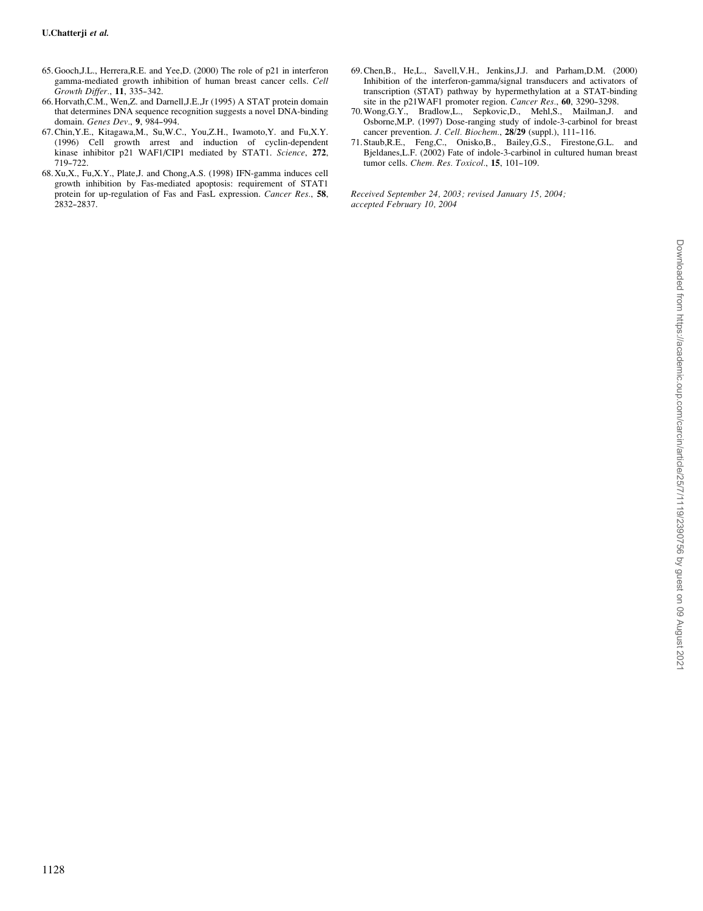65. Gooch,J.L., Herrera,R.E. and Yee,D. (2000) The role of p21 in interferon gamma-mediated growth inhibition of human breast cancer cells. *Cell Growth Differ.*, **11**, 335–342.
66. Horvath,C.M., Wen,Z. and Darnell,J.E.,Jr (1995) A STAT protein domain that determines DNA sequence recognition suggests a novel DNA-binding domain. *Genes Dev.*, **9**, 984–994.
67. Chin,Y.E., Kitagawa,M., Su,W.C., You,Z.H., Iwamoto,Y. and Fu,X.Y. (1996) Cell growth arrest and induction of cyclin-dependent kinase inhibitor p21 WAF1/CIP1 mediated by STAT1. *Science*, **272**, 719–722.
68. Xu,X., Fu,X.Y., Plate,J. and Chong,A.S. (1998) IFN-gamma induces cell growth inhibition by Fas-mediated apoptosis: requirement of STAT1 protein for up-regulation of Fas and FasL expression. *Cancer Res.*, **58**, 2832–2837.
69. Chen,B., He,L., Savell,V.H., Jenkins,J.J. and Parham,D.M. (2000) Inhibition of the interferon-gamma/signal transducers and activators of transcription (STAT) pathway by hypermethylation at a STAT-binding site in the p21WAF1 promoter region. *Cancer Res.*, **60**, 3290–3298.
70. Wong,G.Y., Bradlow,L., Sepkovic,D., Mehl,S., Mailman,J. and Osborne,M.P. (1997) Dose-ranging study of indole-3-carbinol for breast cancer prevention. *J. Cell. Biochem.*, **28/29** (suppl.), 111–116.
71. Staub,R.E., Feng,C., Onisko,B., Bailey,G.S., Firestone,G.L. and Bjeldanes,L.F. (2002) Fate of indole-3-carbinol in cultured human breast tumor cells. *Chem. Res. Toxicol.*, **15**, 101–109.

*Received September 24, 2003; revised January 15, 2004; accepted February 10, 2004*